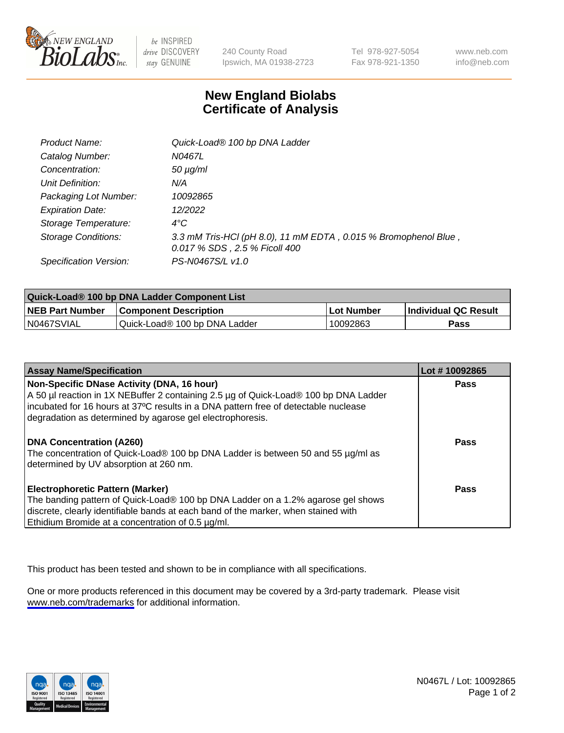# New England Biolabs Certificate of Analysis

| | |
|---|---|
| *Product Name:* | *Quick-Load® 100 bp DNA Ladder* |
| *Catalog Number:* | *N0467L* |
| *Concentration:* | *50 µg/ml* |
| *Unit Definition:* | *N/A* |
| *Packaging Lot Number:* | *10092865* |
| *Expiration Date:* | *12/2022* |
| *Storage Temperature:* | *4°C* |
| *Storage Conditions:* | *3.3 mM Tris-HCl (pH 8.0), 11 mM EDTA , 0.015 % Bromophenol Blue , 0.017 % SDS , 2.5 % Ficoll 400* |
| *Specification Version:* | *PS-N0467S/L v1.0* |

| Quick-Load® 100 bp DNA Ladder Component List | | | |
|---|---|---|---|
| **NEB Part Number** | **Component Description** | **Lot Number** | **Individual QC Result** |
| N0467SVIAL | Quick-Load® 100 bp DNA Ladder | 10092863 | **Pass** |

| Assay Name/Specification | Lot # 10092865 |
|---|---|
| **Non-Specific DNase Activity (DNA, 16 hour)**<br>A 50 µl reaction in 1X NEBuffer 2 containing 2.5 µg of Quick-Load® 100 bp DNA Ladder incubated for 16 hours at 37ºC results in a DNA pattern free of detectable nuclease degradation as determined by agarose gel electrophoresis. | **Pass** |
| **DNA Concentration (A260)**<br>The concentration of Quick-Load® 100 bp DNA Ladder is between 50 and 55 µg/ml as determined by UV absorption at 260 nm. | **Pass** |
| **Electrophoretic Pattern (Marker)**<br>The banding pattern of Quick-Load® 100 bp DNA Ladder on a 1.2% agarose gel shows discrete, clearly identifiable bands at each band of the marker, when stained with Ethidium Bromide at a concentration of 0.5 µg/ml. | **Pass** |

This product has been tested and shown to be in compliance with all specifications.

One or more products referenced in this document may be covered by a 3rd-party trademark. Please visit www.neb.com/trademarks for additional information.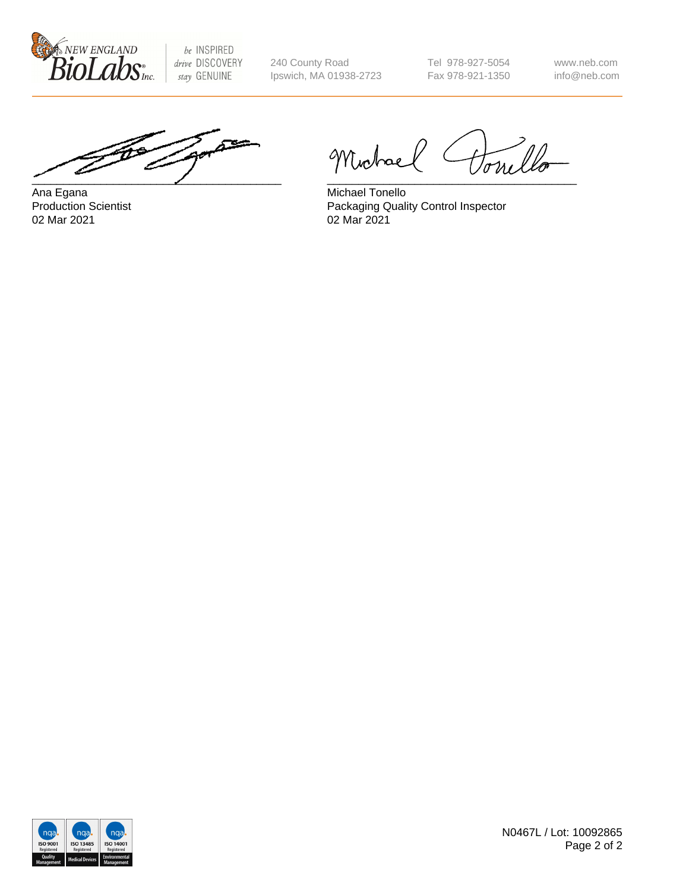Ana Egana
Production Scientist
02 Mar 2021

Michael Tonello
Packaging Quality Control Inspector
02 Mar 2021

N0467L / Lot: 10092865